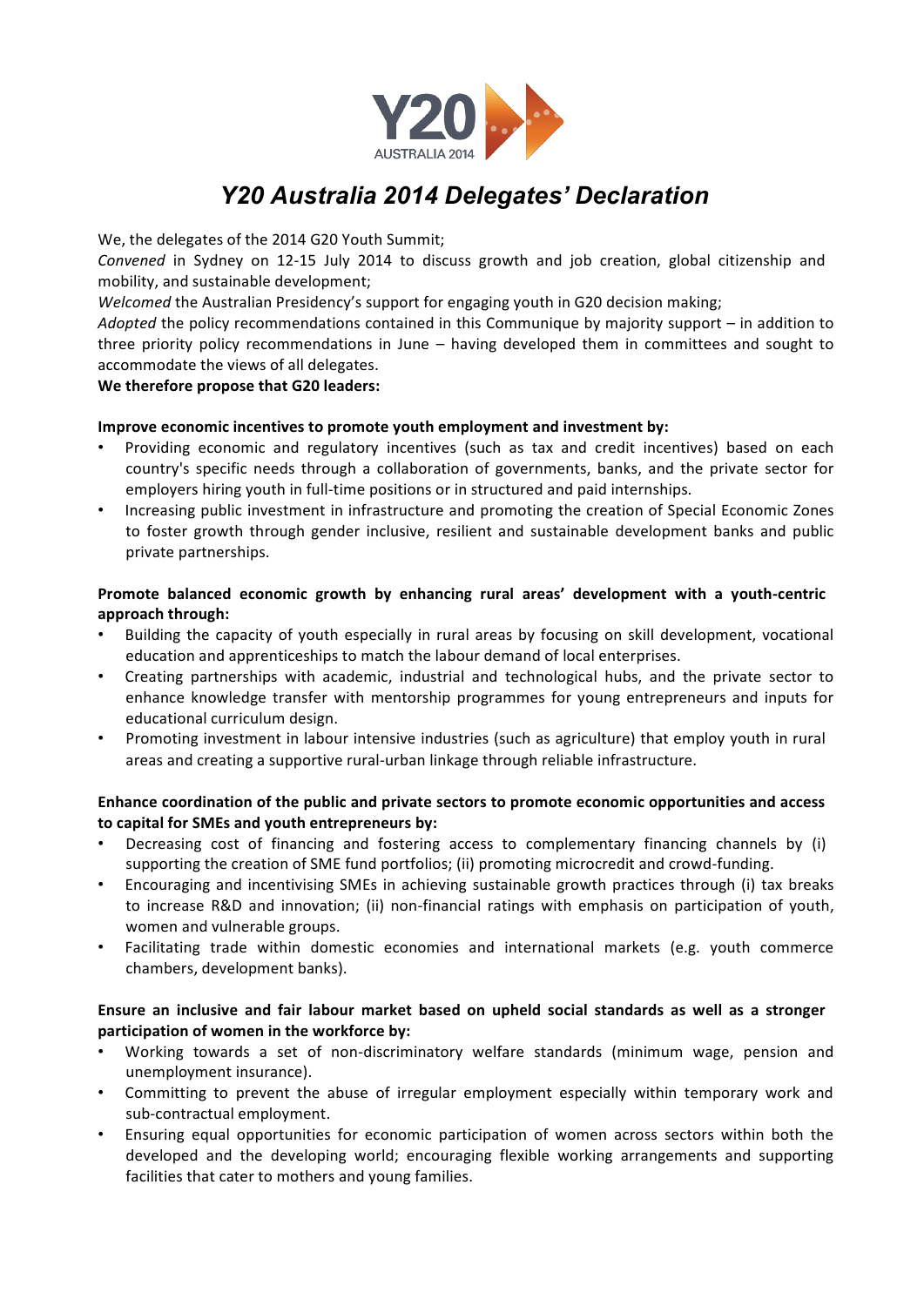# *Y20 Australia 2014 Delegates' Declaration*

We, the delegates of the 2014 G20 Youth Summit;

*Convened* in Sydney on 12-15 July 2014 to discuss growth and job creation, global citizenship and mobility, and sustainable development;

*Welcomed* the Australian Presidency's support for engaging youth in G20 decision making;

*Adopted* the policy recommendations contained in this Communique by majority support – in addition to three priority policy recommendations in June – having developed them in committees and sought to accommodate the views of all delegates.

**We therefore propose that G20 leaders:**

**Improve economic incentives to promote youth employment and investment by:**

- Providing economic and regulatory incentives (such as tax and credit incentives) based on each country's specific needs through a collaboration of governments, banks, and the private sector for employers hiring youth in full-time positions or in structured and paid internships.
- Increasing public investment in infrastructure and promoting the creation of Special Economic Zones to foster growth through gender inclusive, resilient and sustainable development banks and public private partnerships.

**Promote balanced economic growth by enhancing rural areas' development with a youth-centric approach through:**

- Building the capacity of youth especially in rural areas by focusing on skill development, vocational education and apprenticeships to match the labour demand of local enterprises.
- Creating partnerships with academic, industrial and technological hubs, and the private sector to enhance knowledge transfer with mentorship programmes for young entrepreneurs and inputs for educational curriculum design.
- Promoting investment in labour intensive industries (such as agriculture) that employ youth in rural areas and creating a supportive rural-urban linkage through reliable infrastructure.

**Enhance coordination of the public and private sectors to promote economic opportunities and access to capital for SMEs and youth entrepreneurs by:**

- Decreasing cost of financing and fostering access to complementary financing channels by (i) supporting the creation of SME fund portfolios; (ii) promoting microcredit and crowd-funding.
- Encouraging and incentivising SMEs in achieving sustainable growth practices through (i) tax breaks to increase R&D and innovation; (ii) non-financial ratings with emphasis on participation of youth, women and vulnerable groups.
- Facilitating trade within domestic economies and international markets (e.g. youth commerce chambers, development banks).

**Ensure an inclusive and fair labour market based on upheld social standards as well as a stronger participation of women in the workforce by:**

- Working towards a set of non-discriminatory welfare standards (minimum wage, pension and unemployment insurance).
- Committing to prevent the abuse of irregular employment especially within temporary work and sub-contractual employment.
- Ensuring equal opportunities for economic participation of women across sectors within both the developed and the developing world; encouraging flexible working arrangements and supporting facilities that cater to mothers and young families.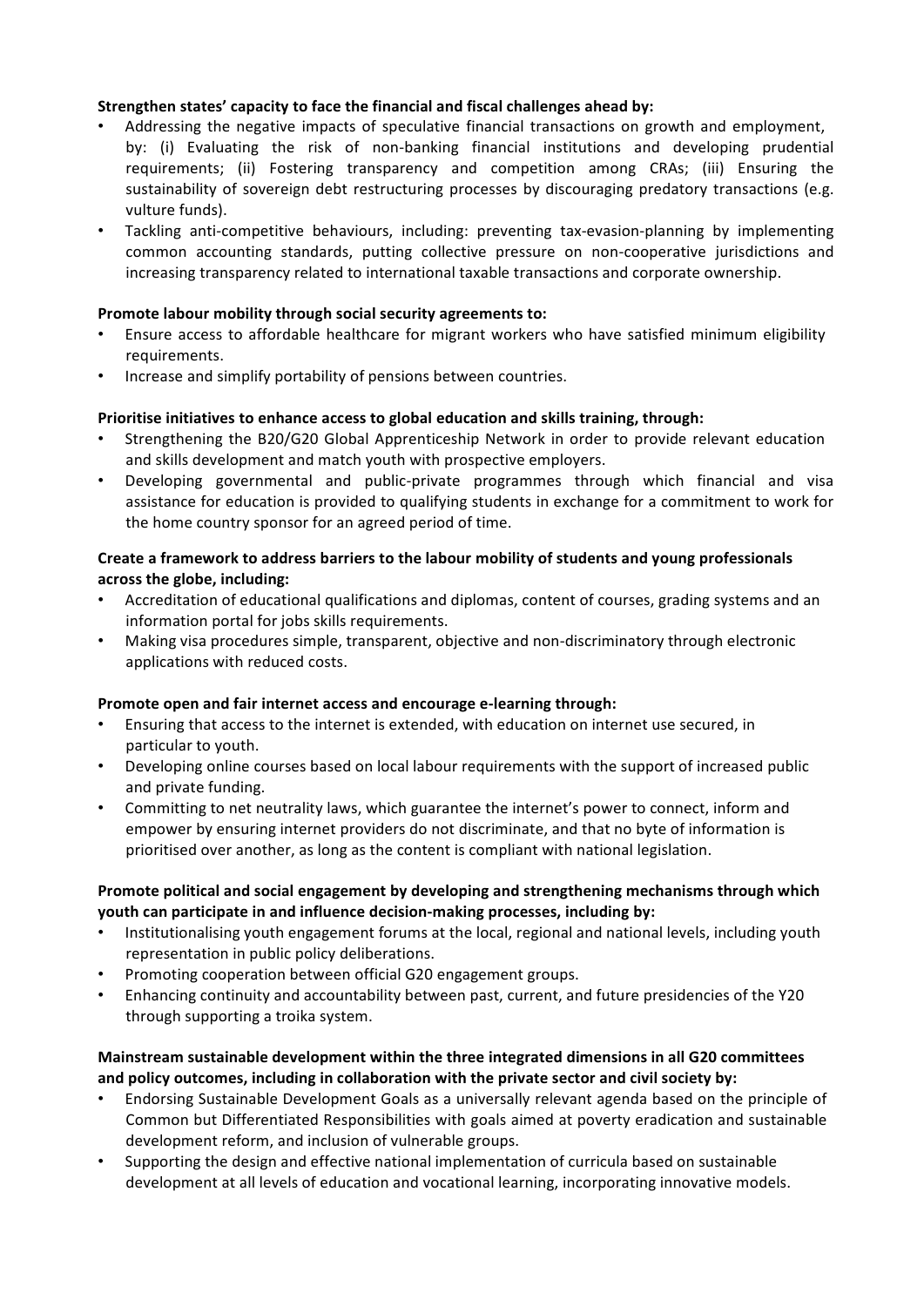**Strengthen states' capacity to face the financial and fiscal challenges ahead by:**

- Addressing the negative impacts of speculative financial transactions on growth and employment, by: (i) Evaluating the risk of non-banking financial institutions and developing prudential requirements; (ii) Fostering transparency and competition among CRAs; (iii) Ensuring the sustainability of sovereign debt restructuring processes by discouraging predatory transactions (e.g. vulture funds).
- Tackling anti-competitive behaviours, including: preventing tax-evasion-planning by implementing common accounting standards, putting collective pressure on non-cooperative jurisdictions and increasing transparency related to international taxable transactions and corporate ownership.

**Promote labour mobility through social security agreements to:**

- Ensure access to affordable healthcare for migrant workers who have satisfied minimum eligibility requirements.
- Increase and simplify portability of pensions between countries.

**Prioritise initiatives to enhance access to global education and skills training, through:**

- Strengthening the B20/G20 Global Apprenticeship Network in order to provide relevant education and skills development and match youth with prospective employers.
- Developing governmental and public-private programmes through which financial and visa assistance for education is provided to qualifying students in exchange for a commitment to work for the home country sponsor for an agreed period of time.

**Create a framework to address barriers to the labour mobility of students and young professionals across the globe, including:**

- Accreditation of educational qualifications and diplomas, content of courses, grading systems and an information portal for jobs skills requirements.
- Making visa procedures simple, transparent, objective and non-discriminatory through electronic applications with reduced costs.

**Promote open and fair internet access and encourage e-learning through:**

- Ensuring that access to the internet is extended, with education on internet use secured, in particular to youth.
- Developing online courses based on local labour requirements with the support of increased public and private funding.
- Committing to net neutrality laws, which guarantee the internet's power to connect, inform and empower by ensuring internet providers do not discriminate, and that no byte of information is prioritised over another, as long as the content is compliant with national legislation.

**Promote political and social engagement by developing and strengthening mechanisms through which youth can participate in and influence decision-making processes, including by:**

- Institutionalising youth engagement forums at the local, regional and national levels, including youth representation in public policy deliberations.
- Promoting cooperation between official G20 engagement groups.
- Enhancing continuity and accountability between past, current, and future presidencies of the Y20 through supporting a troika system.

**Mainstream sustainable development within the three integrated dimensions in all G20 committees and policy outcomes, including in collaboration with the private sector and civil society by:**

- Endorsing Sustainable Development Goals as a universally relevant agenda based on the principle of Common but Differentiated Responsibilities with goals aimed at poverty eradication and sustainable development reform, and inclusion of vulnerable groups.
- Supporting the design and effective national implementation of curricula based on sustainable development at all levels of education and vocational learning, incorporating innovative models.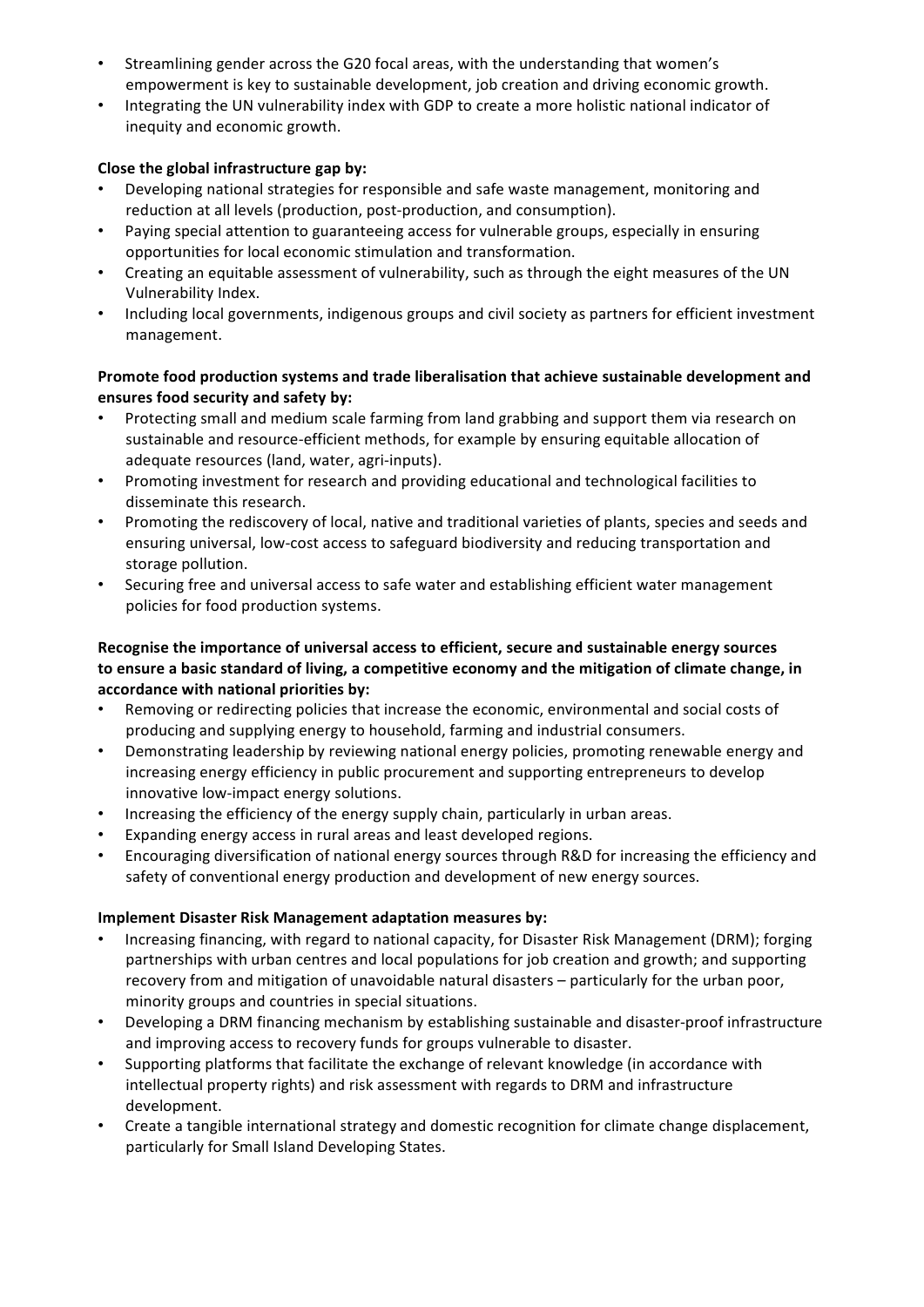- Streamlining gender across the G20 focal areas, with the understanding that women's empowerment is key to sustainable development, job creation and driving economic growth.
- Integrating the UN vulnerability index with GDP to create a more holistic national indicator of inequity and economic growth.

**Close the global infrastructure gap by:**

- Developing national strategies for responsible and safe waste management, monitoring and reduction at all levels (production, post-production, and consumption).
- Paying special attention to guaranteeing access for vulnerable groups, especially in ensuring opportunities for local economic stimulation and transformation.
- Creating an equitable assessment of vulnerability, such as through the eight measures of the UN Vulnerability Index.
- Including local governments, indigenous groups and civil society as partners for efficient investment management.

**Promote food production systems and trade liberalisation that achieve sustainable development and ensures food security and safety by:**

- Protecting small and medium scale farming from land grabbing and support them via research on sustainable and resource-efficient methods, for example by ensuring equitable allocation of adequate resources (land, water, agri-inputs).
- Promoting investment for research and providing educational and technological facilities to disseminate this research.
- Promoting the rediscovery of local, native and traditional varieties of plants, species and seeds and ensuring universal, low-cost access to safeguard biodiversity and reducing transportation and storage pollution.
- Securing free and universal access to safe water and establishing efficient water management policies for food production systems.

**Recognise the importance of universal access to efficient, secure and sustainable energy sources to ensure a basic standard of living, a competitive economy and the mitigation of climate change, in accordance with national priorities by:**

- Removing or redirecting policies that increase the economic, environmental and social costs of producing and supplying energy to household, farming and industrial consumers.
- Demonstrating leadership by reviewing national energy policies, promoting renewable energy and increasing energy efficiency in public procurement and supporting entrepreneurs to develop innovative low-impact energy solutions.
- Increasing the efficiency of the energy supply chain, particularly in urban areas.
- Expanding energy access in rural areas and least developed regions.
- Encouraging diversification of national energy sources through R&D for increasing the efficiency and safety of conventional energy production and development of new energy sources.

**Implement Disaster Risk Management adaptation measures by:**

- Increasing financing, with regard to national capacity, for Disaster Risk Management (DRM); forging partnerships with urban centres and local populations for job creation and growth; and supporting recovery from and mitigation of unavoidable natural disasters – particularly for the urban poor, minority groups and countries in special situations.
- Developing a DRM financing mechanism by establishing sustainable and disaster-proof infrastructure and improving access to recovery funds for groups vulnerable to disaster.
- Supporting platforms that facilitate the exchange of relevant knowledge (in accordance with intellectual property rights) and risk assessment with regards to DRM and infrastructure development.
- Create a tangible international strategy and domestic recognition for climate change displacement, particularly for Small Island Developing States.